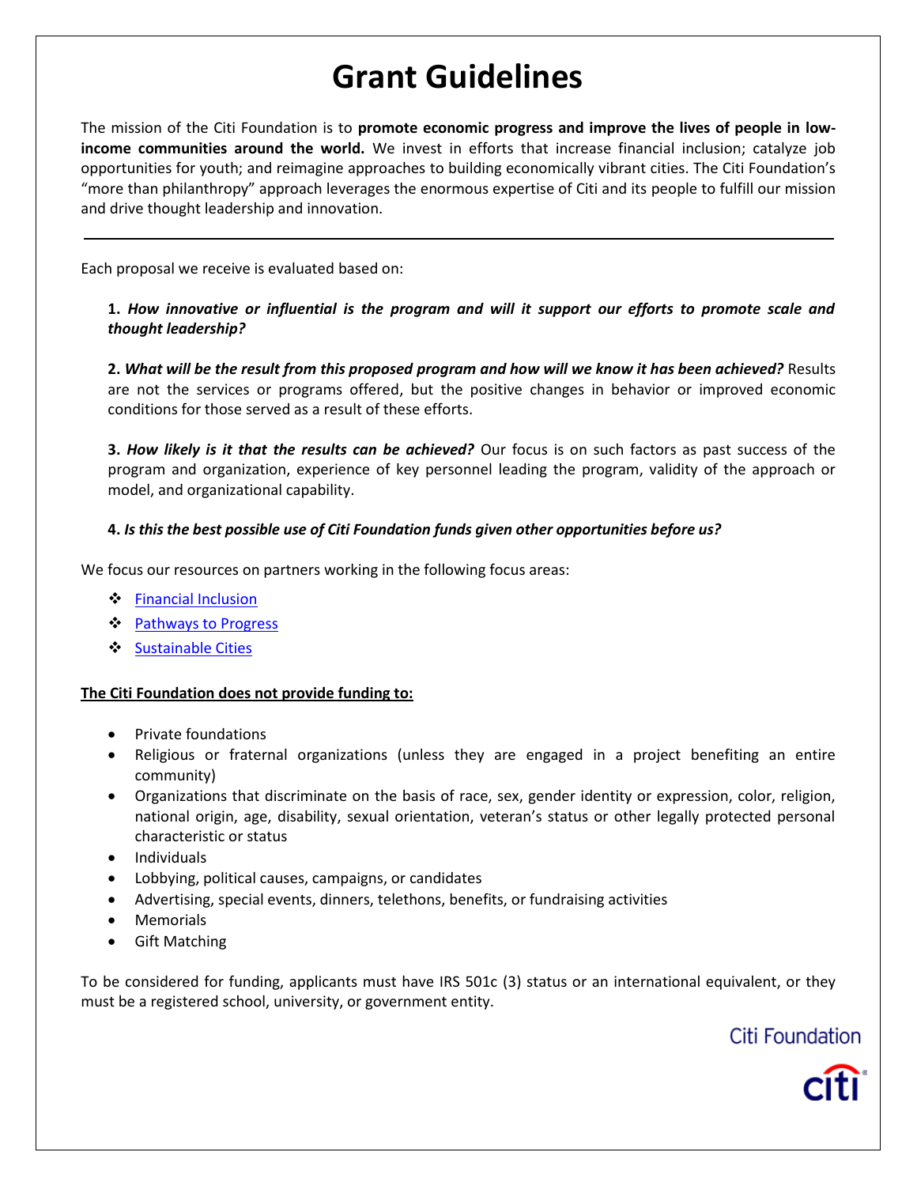# Grant Guidelines

The mission of the Citi Foundation is to **promote economic progress and improve the lives of people in low-income communities around the world.** We invest in efforts that increase financial inclusion; catalyze job opportunities for youth; and reimagine approaches to building economically vibrant cities. The Citi Foundation's "more than philanthropy" approach leverages the enormous expertise of Citi and its people to fulfill our mission and drive thought leadership and innovation.

---

Each proposal we receive is evaluated based on:

**1.** ***How innovative or influential is the program and will it support our efforts to promote scale and thought leadership?***

**2.** ***What will be the result from this proposed program and how will we know it has been achieved?*** Results are not the services or programs offered, but the positive changes in behavior or improved economic conditions for those served as a result of these efforts.

**3.** ***How likely is it that the results can be achieved?*** Our focus is on such factors as past success of the program and organization, experience of key personnel leading the program, validity of the approach or model, and organizational capability.

**4.** ***Is this the best possible use of Citi Foundation funds given other opportunities before us?***

We focus our resources on partners working in the following focus areas:

- Financial Inclusion
- Pathways to Progress
- Sustainable Cities

**The Citi Foundation does not provide funding to:**

- Private foundations
- Religious or fraternal organizations (unless they are engaged in a project benefiting an entire community)
- Organizations that discriminate on the basis of race, sex, gender identity or expression, color, religion, national origin, age, disability, sexual orientation, veteran's status or other legally protected personal characteristic or status
- Individuals
- Lobbying, political causes, campaigns, or candidates
- Advertising, special events, dinners, telethons, benefits, or fundraising activities
- Memorials
- Gift Matching

To be considered for funding, applicants must have IRS 501c (3) status or an international equivalent, or they must be a registered school, university, or government entity.

Citi Foundation

citi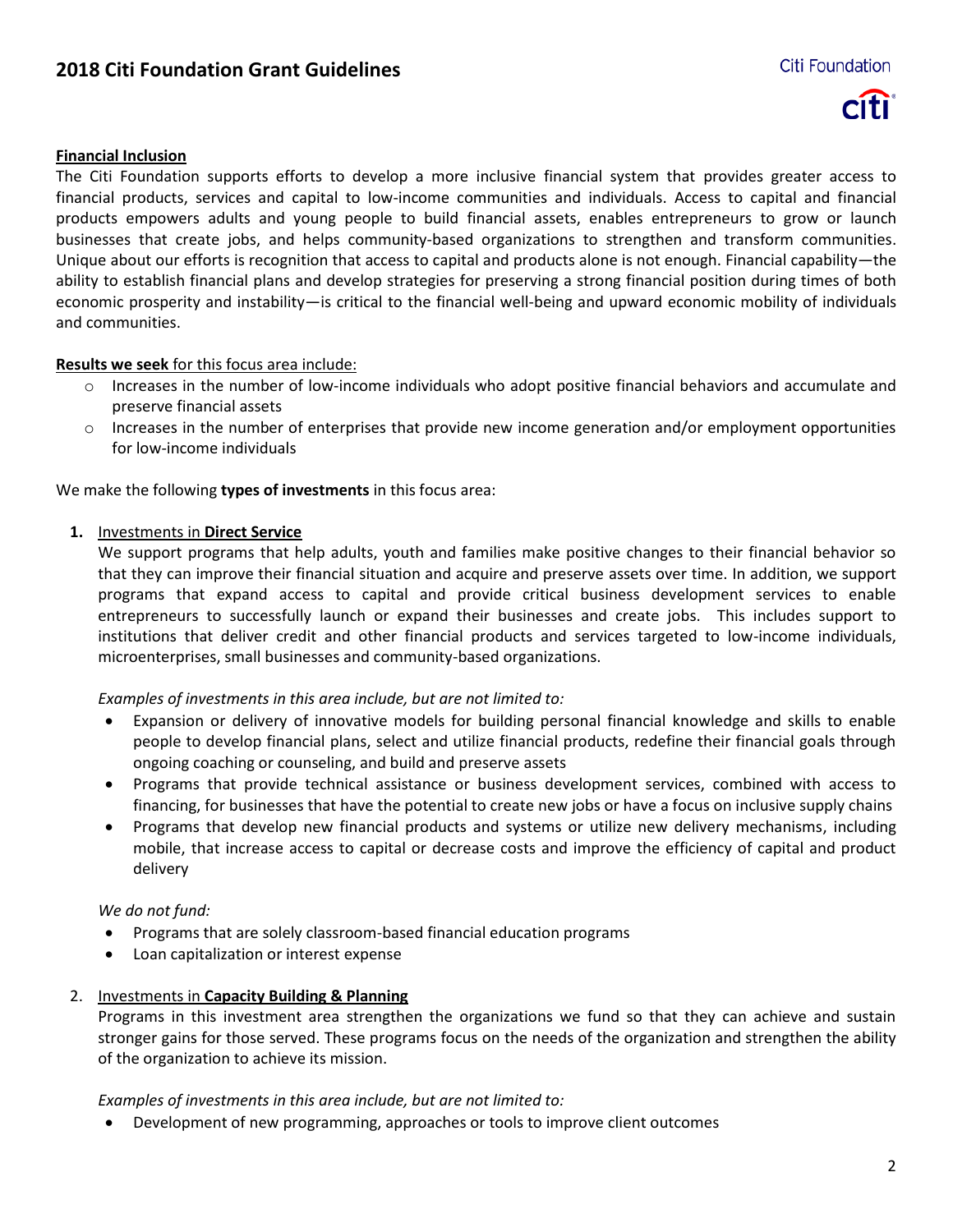## Financial Inclusion

The Citi Foundation supports efforts to develop a more inclusive financial system that provides greater access to financial products, services and capital to low-income communities and individuals. Access to capital and financial products empowers adults and young people to build financial assets, enables entrepreneurs to grow or launch businesses that create jobs, and helps community-based organizations to strengthen and transform communities. Unique about our efforts is recognition that access to capital and products alone is not enough. Financial capability—the ability to establish financial plans and develop strategies for preserving a strong financial position during times of both economic prosperity and instability—is critical to the financial well-being and upward economic mobility of individuals and communities.

**Results we seek** for this focus area include:

- Increases in the number of low-income individuals who adopt positive financial behaviors and accumulate and preserve financial assets
- Increases in the number of enterprises that provide new income generation and/or employment opportunities for low-income individuals

We make the following **types of investments** in this focus area:

1. Investments in **Direct Service**

   We support programs that help adults, youth and families make positive changes to their financial behavior so that they can improve their financial situation and acquire and preserve assets over time. In addition, we support programs that expand access to capital and provide critical business development services to enable entrepreneurs to successfully launch or expand their businesses and create jobs. This includes support to institutions that deliver credit and other financial products and services targeted to low-income individuals, microenterprises, small businesses and community-based organizations.

   *Examples of investments in this area include, but are not limited to:*

   - Expansion or delivery of innovative models for building personal financial knowledge and skills to enable people to develop financial plans, select and utilize financial products, redefine their financial goals through ongoing coaching or counseling, and build and preserve assets
   - Programs that provide technical assistance or business development services, combined with access to financing, for businesses that have the potential to create new jobs or have a focus on inclusive supply chains
   - Programs that develop new financial products and systems or utilize new delivery mechanisms, including mobile, that increase access to capital or decrease costs and improve the efficiency of capital and product delivery

   *We do not fund:*

   - Programs that are solely classroom-based financial education programs
   - Loan capitalization or interest expense

2. Investments in **Capacity Building & Planning**

   Programs in this investment area strengthen the organizations we fund so that they can achieve and sustain stronger gains for those served. These programs focus on the needs of the organization and strengthen the ability of the organization to achieve its mission.

   *Examples of investments in this area include, but are not limited to:*

   - Development of new programming, approaches or tools to improve client outcomes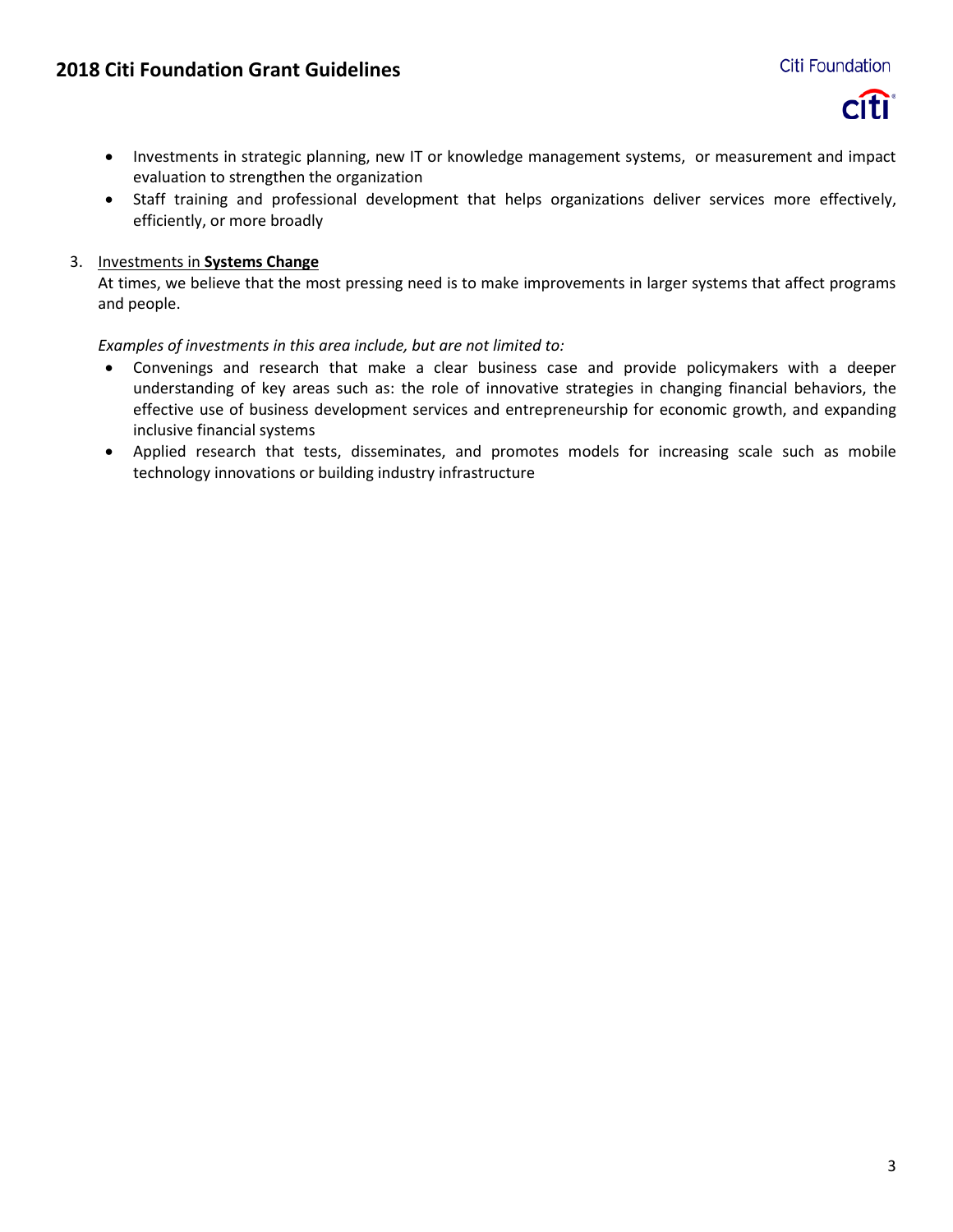- Investments in strategic planning, new IT or knowledge management systems, or measurement and impact evaluation to strengthen the organization
- Staff training and professional development that helps organizations deliver services more effectively, efficiently, or more broadly

3. Investments in **Systems Change**

   At times, we believe that the most pressing need is to make improvements in larger systems that affect programs and people.

   *Examples of investments in this area include, but are not limited to:*

   - Convenings and research that make a clear business case and provide policymakers with a deeper understanding of key areas such as: the role of innovative strategies in changing financial behaviors, the effective use of business development services and entrepreneurship for economic growth, and expanding inclusive financial systems
   - Applied research that tests, disseminates, and promotes models for increasing scale such as mobile technology innovations or building industry infrastructure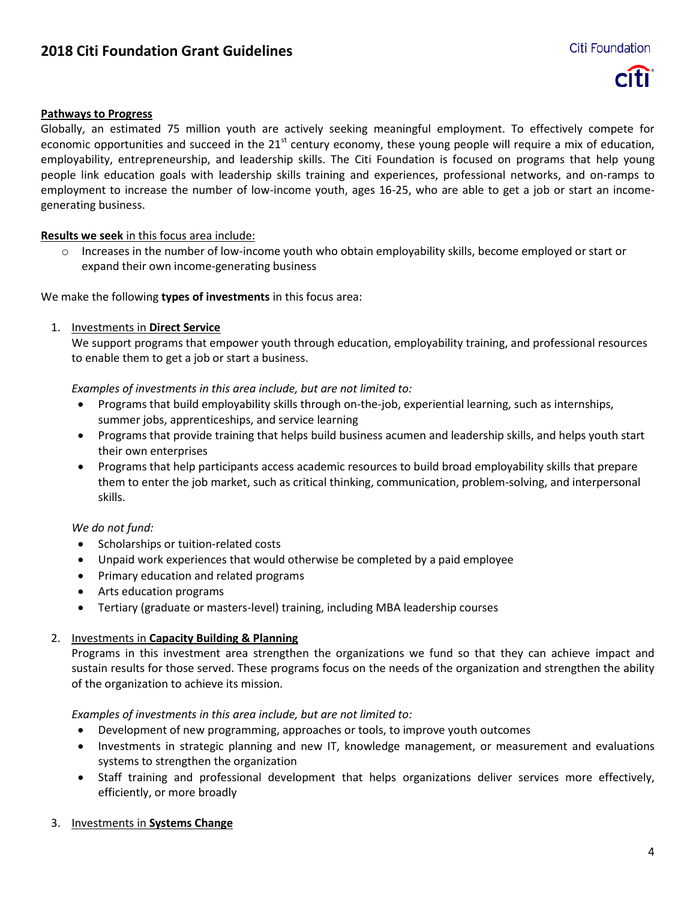**Pathways to Progress**

Globally, an estimated 75 million youth are actively seeking meaningful employment. To effectively compete for economic opportunities and succeed in the 21st century economy, these young people will require a mix of education, employability, entrepreneurship, and leadership skills. The Citi Foundation is focused on programs that help young people link education goals with leadership skills training and experiences, professional networks, and on-ramps to employment to increase the number of low-income youth, ages 16-25, who are able to get a job or start an income-generating business.

**Results we seek** in this focus area include:

- Increases in the number of low-income youth who obtain employability skills, become employed or start or expand their own income-generating business

We make the following **types of investments** in this focus area:

1. Investments in **Direct Service**

   We support programs that empower youth through education, employability training, and professional resources to enable them to get a job or start a business.

   *Examples of investments in this area include, but are not limited to:*

   - Programs that build employability skills through on-the-job, experiential learning, such as internships, summer jobs, apprenticeships, and service learning
   - Programs that provide training that helps build business acumen and leadership skills, and helps youth start their own enterprises
   - Programs that help participants access academic resources to build broad employability skills that prepare them to enter the job market, such as critical thinking, communication, problem-solving, and interpersonal skills.

   *We do not fund:*

   - Scholarships or tuition-related costs
   - Unpaid work experiences that would otherwise be completed by a paid employee
   - Primary education and related programs
   - Arts education programs
   - Tertiary (graduate or masters-level) training, including MBA leadership courses

2. Investments in **Capacity Building & Planning**

   Programs in this investment area strengthen the organizations we fund so that they can achieve impact and sustain results for those served. These programs focus on the needs of the organization and strengthen the ability of the organization to achieve its mission.

   *Examples of investments in this area include, but are not limited to:*

   - Development of new programming, approaches or tools, to improve youth outcomes
   - Investments in strategic planning and new IT, knowledge management, or measurement and evaluations systems to strengthen the organization
   - Staff training and professional development that helps organizations deliver services more effectively, efficiently, or more broadly

3. Investments in **Systems Change**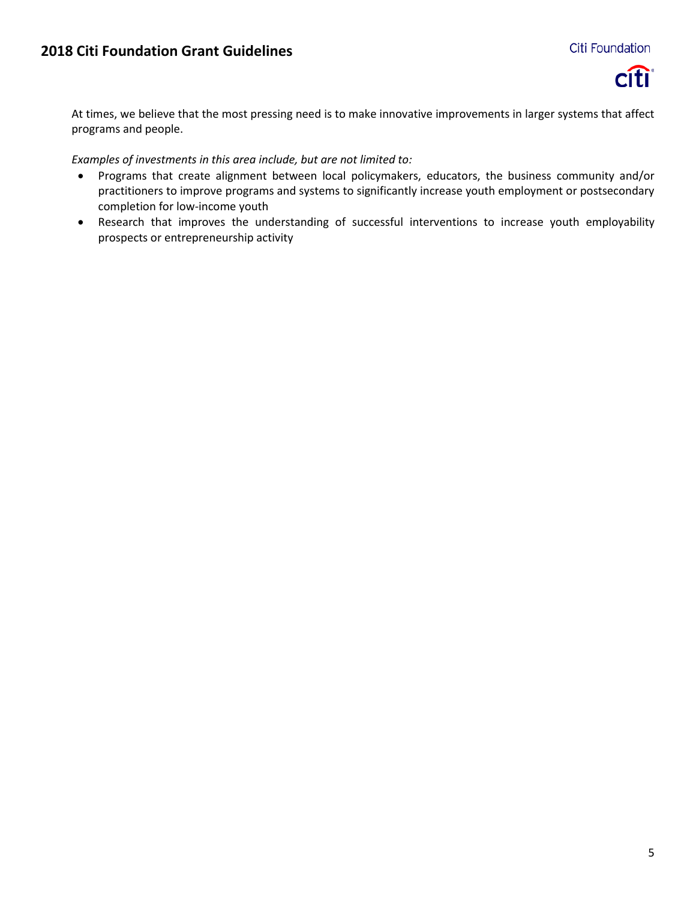At times, we believe that the most pressing need is to make innovative improvements in larger systems that affect programs and people.

*Examples of investments in this area include, but are not limited to:*

- Programs that create alignment between local policymakers, educators, the business community and/or practitioners to improve programs and systems to significantly increase youth employment or postsecondary completion for low-income youth
- Research that improves the understanding of successful interventions to increase youth employability prospects or entrepreneurship activity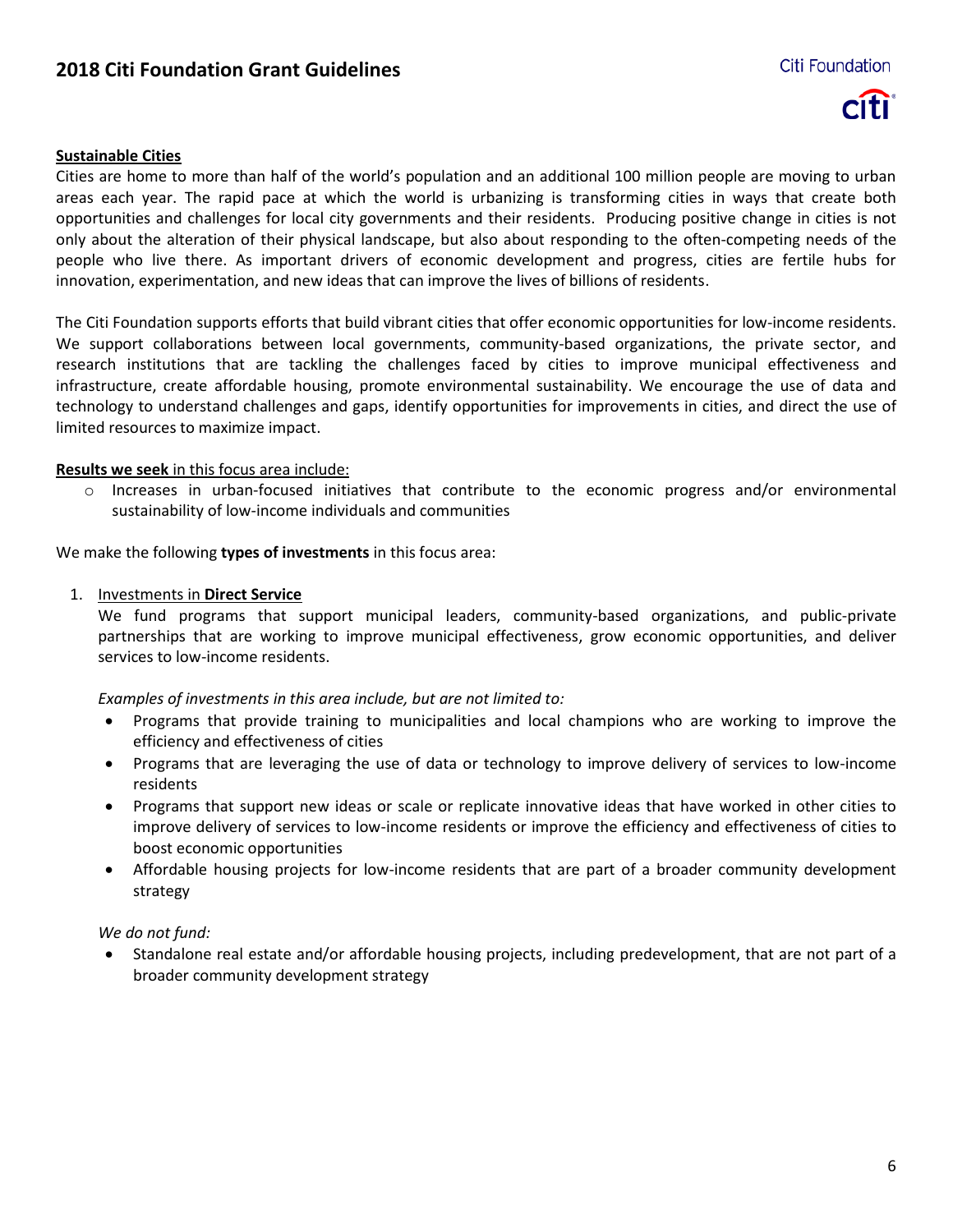## **<u>Sustainable Cities</u>**

Cities are home to more than half of the world's population and an additional 100 million people are moving to urban areas each year. The rapid pace at which the world is urbanizing is transforming cities in ways that create both opportunities and challenges for local city governments and their residents. Producing positive change in cities is not only about the alteration of their physical landscape, but also about responding to the often-competing needs of the people who live there. As important drivers of economic development and progress, cities are fertile hubs for innovation, experimentation, and new ideas that can improve the lives of billions of residents.

The Citi Foundation supports efforts that build vibrant cities that offer economic opportunities for low-income residents. We support collaborations between local governments, community-based organizations, the private sector, and research institutions that are tackling the challenges faced by cities to improve municipal effectiveness and infrastructure, create affordable housing, promote environmental sustainability. We encourage the use of data and technology to understand challenges and gaps, identify opportunities for improvements in cities, and direct the use of limited resources to maximize impact.

<u>**Results we seek** in this focus area include:</u>

- Increases in urban-focused initiatives that contribute to the economic progress and/or environmental sustainability of low-income individuals and communities

We make the following **types of investments** in this focus area:

1. <u>Investments in **Direct Service**</u>

   We fund programs that support municipal leaders, community-based organizations, and public-private partnerships that are working to improve municipal effectiveness, grow economic opportunities, and deliver services to low-income residents.

   *Examples of investments in this area include, but are not limited to:*

   - Programs that provide training to municipalities and local champions who are working to improve the efficiency and effectiveness of cities
   - Programs that are leveraging the use of data or technology to improve delivery of services to low-income residents
   - Programs that support new ideas or scale or replicate innovative ideas that have worked in other cities to improve delivery of services to low-income residents or improve the efficiency and effectiveness of cities to boost economic opportunities
   - Affordable housing projects for low-income residents that are part of a broader community development strategy

   *We do not fund:*

   - Standalone real estate and/or affordable housing projects, including predevelopment, that are not part of a broader community development strategy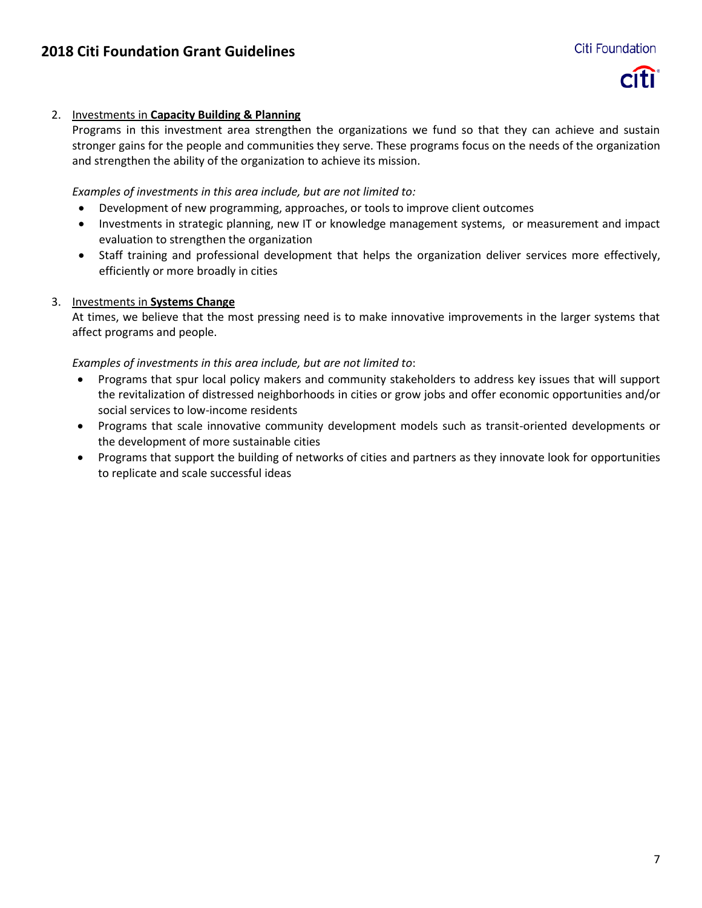2. <u>Investments in **Capacity Building & Planning**</u>

   Programs in this investment area strengthen the organizations we fund so that they can achieve and sustain stronger gains for the people and communities they serve. These programs focus on the needs of the organization and strengthen the ability of the organization to achieve its mission.

   *Examples of investments in this area include, but are not limited to:*

   - Development of new programming, approaches, or tools to improve client outcomes
   - Investments in strategic planning, new IT or knowledge management systems, or measurement and impact evaluation to strengthen the organization
   - Staff training and professional development that helps the organization deliver services more effectively, efficiently or more broadly in cities

3. <u>Investments in **Systems Change**</u>

   At times, we believe that the most pressing need is to make innovative improvements in the larger systems that affect programs and people.

   *Examples of investments in this area include, but are not limited to*:

   - Programs that spur local policy makers and community stakeholders to address key issues that will support the revitalization of distressed neighborhoods in cities or grow jobs and offer economic opportunities and/or social services to low-income residents
   - Programs that scale innovative community development models such as transit-oriented developments or the development of more sustainable cities
   - Programs that support the building of networks of cities and partners as they innovate look for opportunities to replicate and scale successful ideas